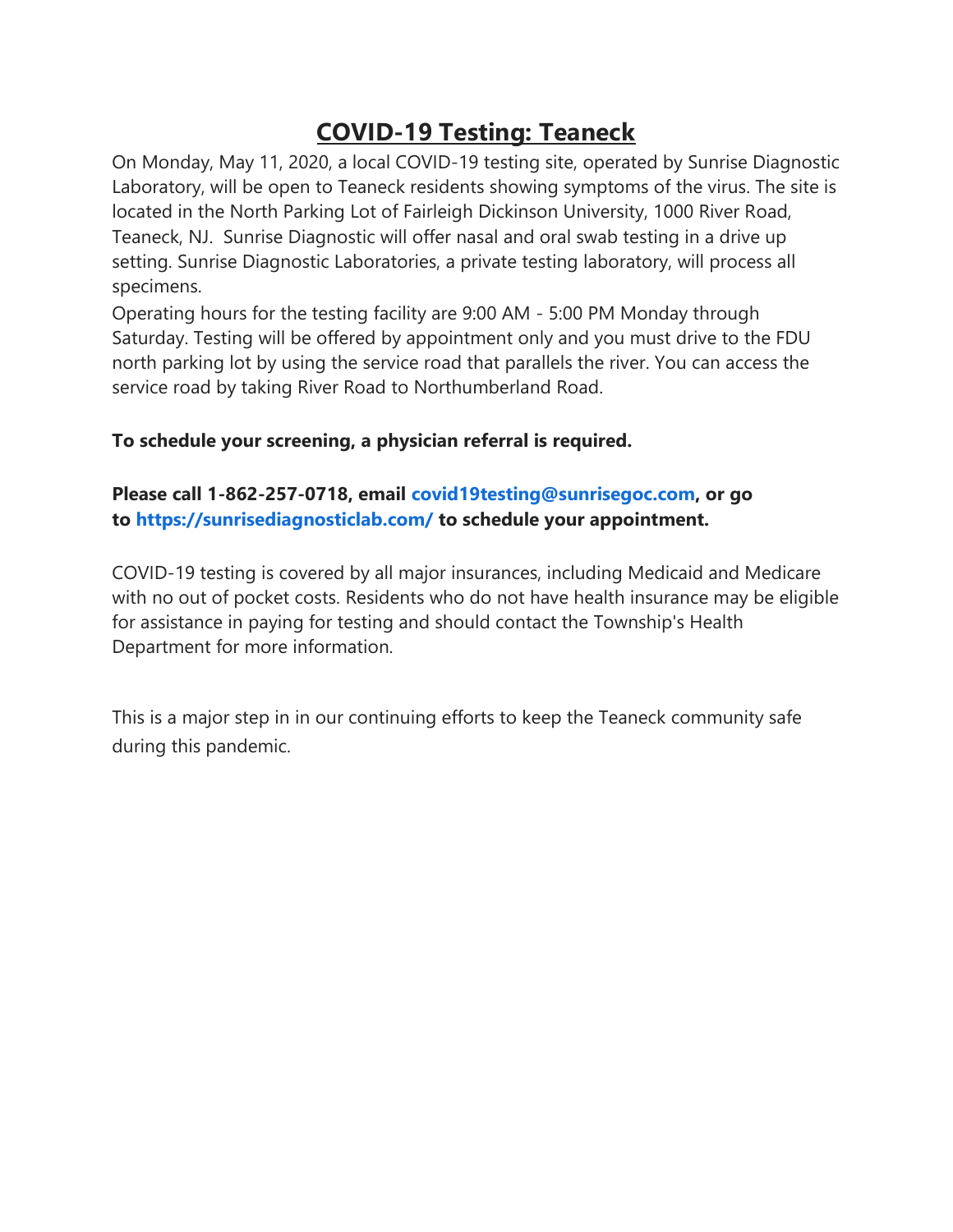# COVID-19 Testing: Teaneck

On Monday, May 11, 2020, a local COVID-19 testing site, operated by Sunrise Diagnostic Laboratory, will be open to Teaneck residents showing symptoms of the virus. The site is located in the North Parking Lot of Fairleigh Dickinson University, 1000 River Road, Teaneck, NJ. Sunrise Diagnostic will offer nasal and oral swab testing in a drive up setting. Sunrise Diagnostic Laboratories, a private testing laboratory, will process all specimens.

Operating hours for the testing facility are 9:00 AM - 5:00 PM Monday through Saturday. Testing will be offered by appointment only and you must drive to the FDU north parking lot by using the service road that parallels the river. You can access the service road by taking River Road to Northumberland Road.

**To schedule your screening, a physician referral is required.**

**Please call 1-862-257-0718, email covid19testing@sunrisegoc.com, or go to https://sunrisediagnosticlab.com/ to schedule your appointment.**

COVID-19 testing is covered by all major insurances, including Medicaid and Medicare with no out of pocket costs. Residents who do not have health insurance may be eligible for assistance in paying for testing and should contact the Township's Health Department for more information.

This is a major step in in our continuing efforts to keep the Teaneck community safe during this pandemic.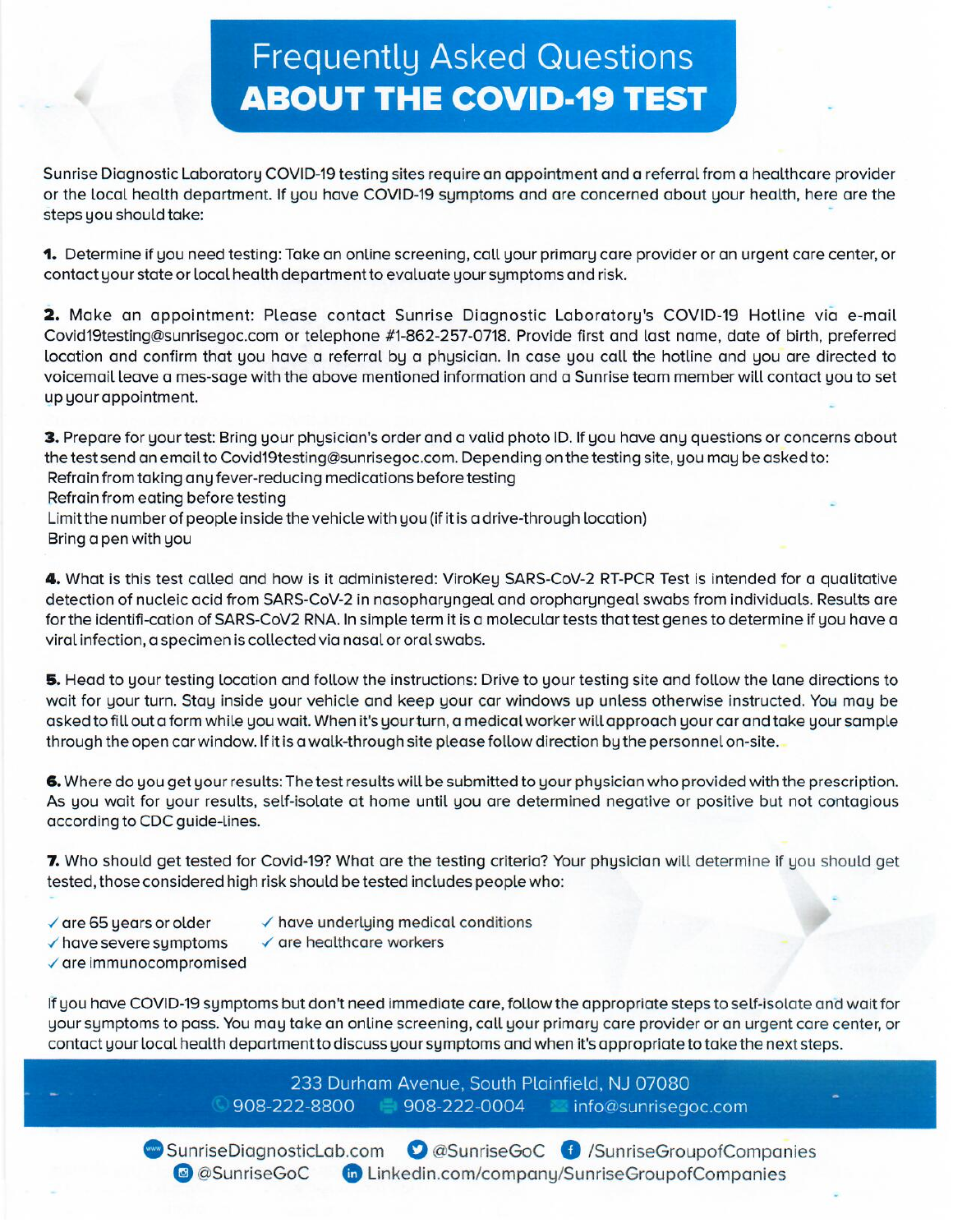# Frequently Asked Questions
# ABOUT THE COVID-19 TEST

Sunrise Diagnostic Laboratory COVID-19 testing sites require an appointment and a referral from a healthcare provider or the local health department. If you have COVID-19 symptoms and are concerned about your health, here are the steps you should take:

**1.** Determine if you need testing: Take an online screening, call your primary care provider or an urgent care center, or contact your state or local health department to evaluate your symptoms and risk.

**2.** Make an appointment: Please contact Sunrise Diagnostic Laboratory's COVID-19 Hotline via e-mail Covid19testing@sunrisegoc.com or telephone #1-862-257-0718. Provide first and last name, date of birth, preferred location and confirm that you have a referral by a physician. In case you call the hotline and you are directed to voicemail leave a mes-sage with the above mentioned information and a Sunrise team member will contact you to set up your appointment.

**3.** Prepare for your test: Bring your physician's order and a valid photo ID. If you have any questions or concerns about the test send an email to Covid19testing@sunrisegoc.com. Depending on the testing site, you may be asked to:
Refrain from taking any fever-reducing medications before testing
Refrain from eating before testing
Limit the number of people inside the vehicle with you (if it is a drive-through location)
Bring a pen with you

**4.** What is this test called and how is it administered: ViroKey SARS-CoV-2 RT-PCR Test is intended for a qualitative detection of nucleic acid from SARS-CoV-2 in nasopharyngeal and oropharyngeal swabs from individuals. Results are for the identifi-cation of SARS-CoV2 RNA. In simple term it is a molecular tests that test genes to determine if you have a viral infection, a specimen is collected via nasal or oral swabs.

**5.** Head to your testing location and follow the instructions: Drive to your testing site and follow the lane directions to wait for your turn. Stay inside your vehicle and keep your car windows up unless otherwise instructed. You may be asked to fill out a form while you wait. When it's your turn, a medical worker will approach your car and take your sample through the open car window. If it is a walk-through site please follow direction by the personnel on-site.

**6.** Where do you get your results: The test results will be submitted to your physician who provided with the prescription. As you wait for your results, self-isolate at home until you are determined negative or positive but not contagious according to CDC guide-lines.

**7.** Who should get tested for Covid-19? What are the testing criteria? Your physician will determine if you should get tested, those considered high risk should be tested includes people who:

- ✓ are 65 years or older
- ✓ have severe symptoms
- ✓ are immunocompromised
- ✓ have underlying medical conditions
- ✓ are healthcare workers

If you have COVID-19 symptoms but don't need immediate care, follow the appropriate steps to self-isolate and wait for your symptoms to pass. You may take an online screening, call your primary care provider or an urgent care center, or contact your local health department to discuss your symptoms and when it's appropriate to take the next steps.

233 Durham Avenue, South Plainfield, NJ 07080
908-222-8800 | 908-222-0004 | info@sunrisegoc.com

SunriseDiagnosticLab.com | @SunriseGoC | /SunriseGroupofCompanies
@SunriseGoC | Linkedin.com/company/SunriseGroupofCompanies